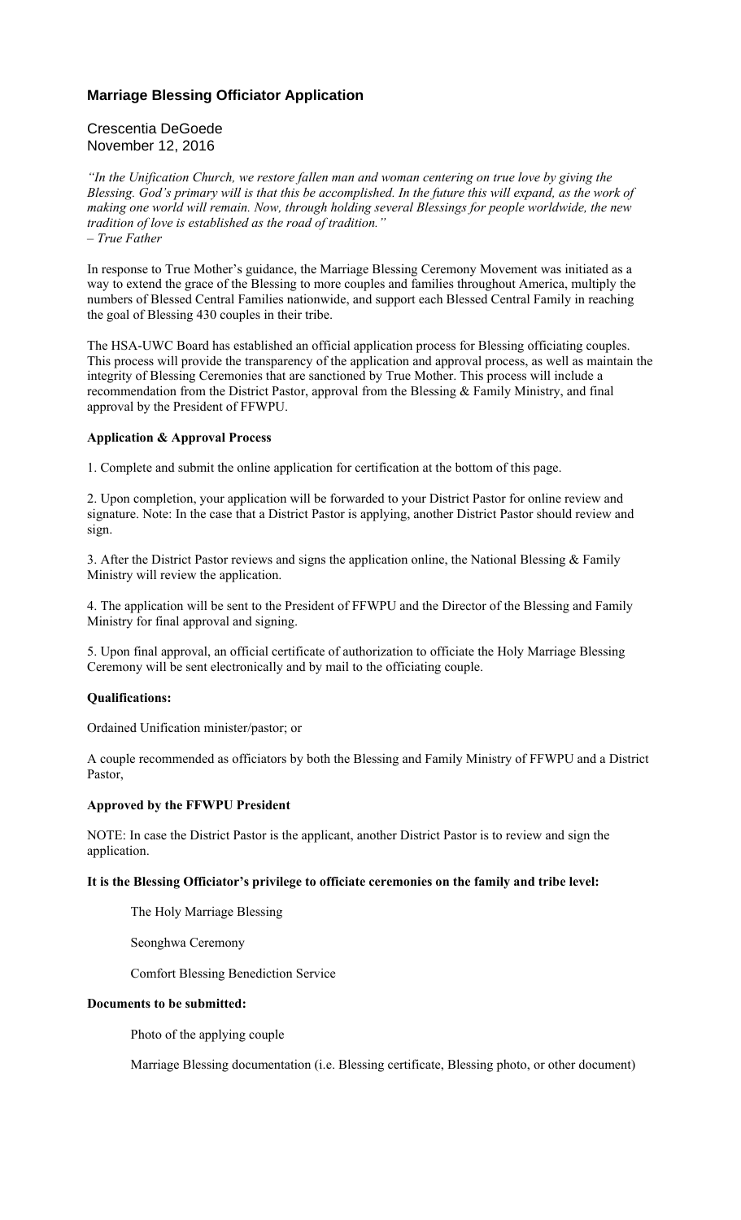## Marriage Blessing Officiator Application

Crescentia DeGoede
November 12, 2016

*"In the Unification Church, we restore fallen man and woman centering on true love by giving the Blessing. God's primary will is that this be accomplished. In the future this will expand, as the work of making one world will remain. Now, through holding several Blessings for people worldwide, the new tradition of love is established as the road of tradition."*
*– True Father*

In response to True Mother's guidance, the Marriage Blessing Ceremony Movement was initiated as a way to extend the grace of the Blessing to more couples and families throughout America, multiply the numbers of Blessed Central Families nationwide, and support each Blessed Central Family in reaching the goal of Blessing 430 couples in their tribe.

The HSA-UWC Board has established an official application process for Blessing officiating couples. This process will provide the transparency of the application and approval process, as well as maintain the integrity of Blessing Ceremonies that are sanctioned by True Mother. This process will include a recommendation from the District Pastor, approval from the Blessing & Family Ministry, and final approval by the President of FFWPU.

**Application & Approval Process**

1. Complete and submit the online application for certification at the bottom of this page.

2. Upon completion, your application will be forwarded to your District Pastor for online review and signature. Note: In the case that a District Pastor is applying, another District Pastor should review and sign.

3. After the District Pastor reviews and signs the application online, the National Blessing & Family Ministry will review the application.

4. The application will be sent to the President of FFWPU and the Director of the Blessing and Family Ministry for final approval and signing.

5. Upon final approval, an official certificate of authorization to officiate the Holy Marriage Blessing Ceremony will be sent electronically and by mail to the officiating couple.

**Qualifications:**

Ordained Unification minister/pastor; or

A couple recommended as officiators by both the Blessing and Family Ministry of FFWPU and a District Pastor,

**Approved by the FFWPU President**

NOTE: In case the District Pastor is the applicant, another District Pastor is to review and sign the application.

**It is the Blessing Officiator's privilege to officiate ceremonies on the family and tribe level:**

- The Holy Marriage Blessing
- Seonghwa Ceremony
- Comfort Blessing Benediction Service

**Documents to be submitted:**

- Photo of the applying couple
- Marriage Blessing documentation (i.e. Blessing certificate, Blessing photo, or other document)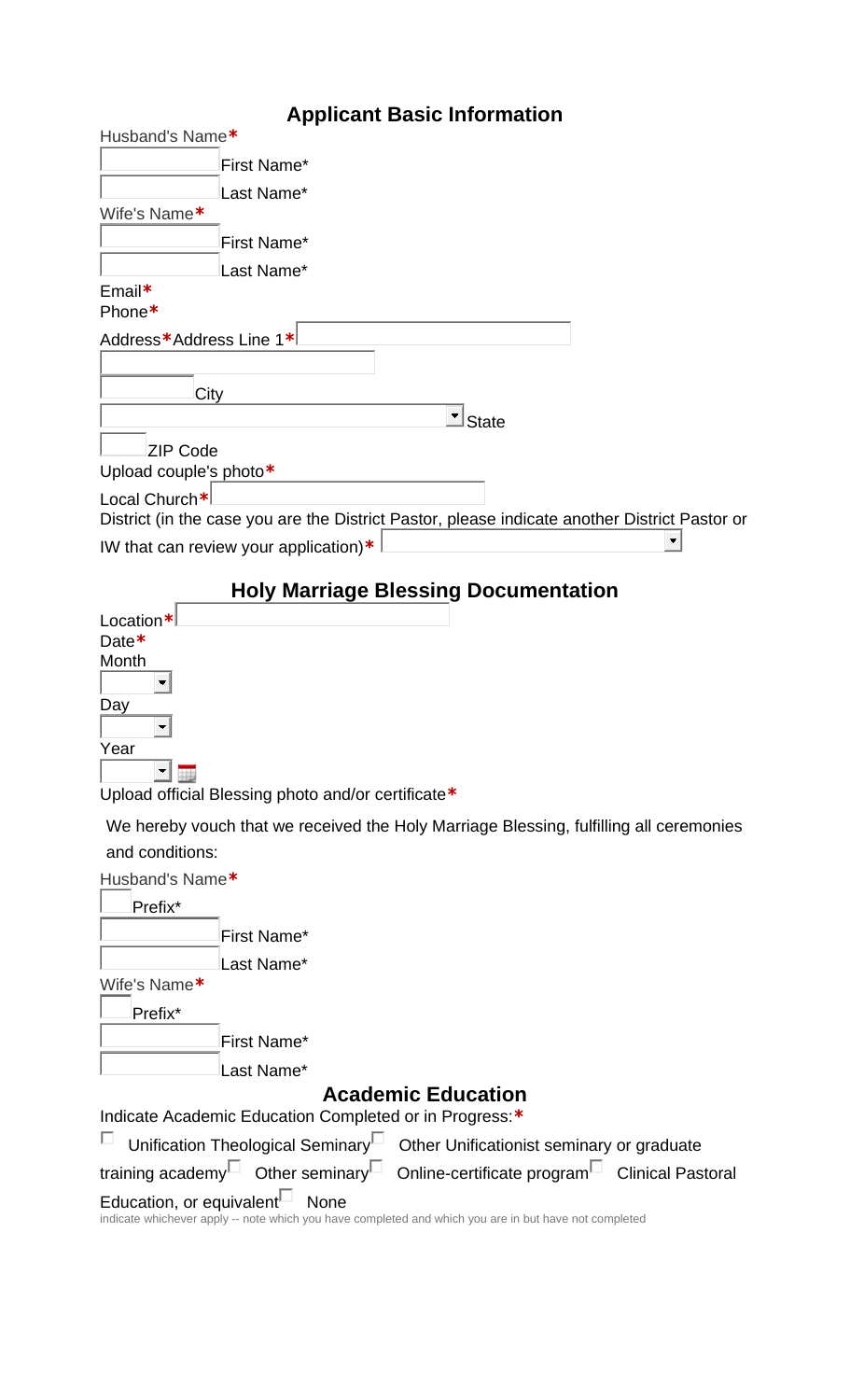## Applicant Basic Information

Husband's Name*

First Name*

Last Name*

Wife's Name*

First Name*

Last Name*

Email*

Phone*

Address*Address Line 1*

City

State

ZIP Code

Upload couple's photo*

Local Church*

District (in the case you are the District Pastor, please indicate another District Pastor or IW that can review your application)*

## Holy Marriage Blessing Documentation

Location*

Date*

Month

Day

Year

Upload official Blessing photo and/or certificate*

We hereby vouch that we received the Holy Marriage Blessing, fulfilling all ceremonies and conditions:

Husband's Name*

Prefix*

First Name*

Last Name*

Wife's Name*

Prefix*

First Name*

Last Name*

## Academic Education

Indicate Academic Education Completed or in Progress:*

- ☐ Unification Theological Seminary
- ☐ Other Unificationist seminary or graduate training academy
- ☐ Other seminary
- ☐ Online-certificate program
- ☐ Clinical Pastoral Education, or equivalent
- ☐ None

indicate whichever apply -- note which you have completed and which you are in but have not completed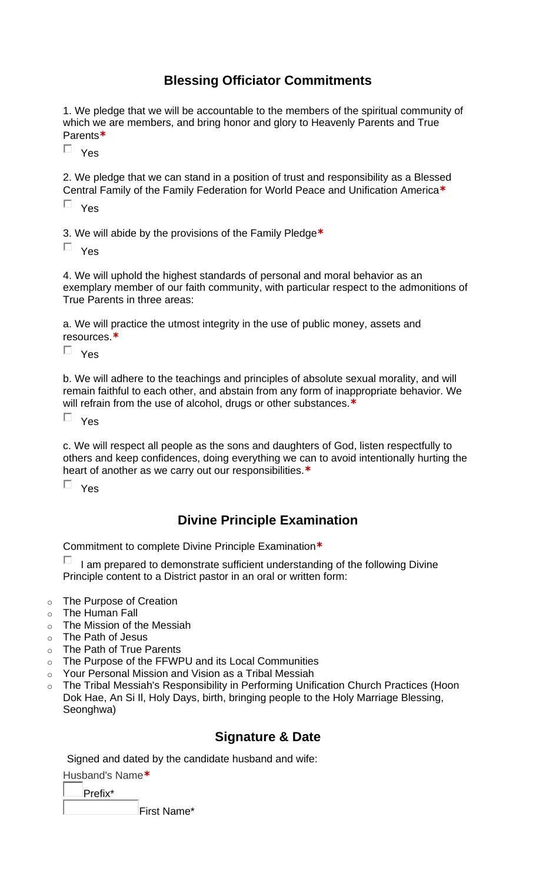## Blessing Officiator Commitments

1. We pledge that we will be accountable to the members of the spiritual community of which we are members, and bring honor and glory to Heavenly Parents and True Parents*

☐ Yes

2. We pledge that we can stand in a position of trust and responsibility as a Blessed Central Family of the Family Federation for World Peace and Unification America*

☐ Yes

3. We will abide by the provisions of the Family Pledge*

☐ Yes

4. We will uphold the highest standards of personal and moral behavior as an exemplary member of our faith community, with particular respect to the admonitions of True Parents in three areas:

a. We will practice the utmost integrity in the use of public money, assets and resources.*

☐ Yes

b. We will adhere to the teachings and principles of absolute sexual morality, and will remain faithful to each other, and abstain from any form of inappropriate behavior. We will refrain from the use of alcohol, drugs or other substances.*

☐ Yes

c. We will respect all people as the sons and daughters of God, listen respectfully to others and keep confidences, doing everything we can to avoid intentionally hurting the heart of another as we carry out our responsibilities.*

☐ Yes

## Divine Principle Examination

Commitment to complete Divine Principle Examination*

☐ I am prepared to demonstrate sufficient understanding of the following Divine Principle content to a District pastor in an oral or written form:

- The Purpose of Creation
- The Human Fall
- The Mission of the Messiah
- The Path of Jesus
- The Path of True Parents
- The Purpose of the FFWPU and its Local Communities
- Your Personal Mission and Vision as a Tribal Messiah
- The Tribal Messiah's Responsibility in Performing Unification Church Practices (Hoon Dok Hae, An Si Il, Holy Days, birth, bringing people to the Holy Marriage Blessing, Seonghwa)

## Signature & Date

Signed and dated by the candidate husband and wife:

Husband's Name*

Prefix*

First Name*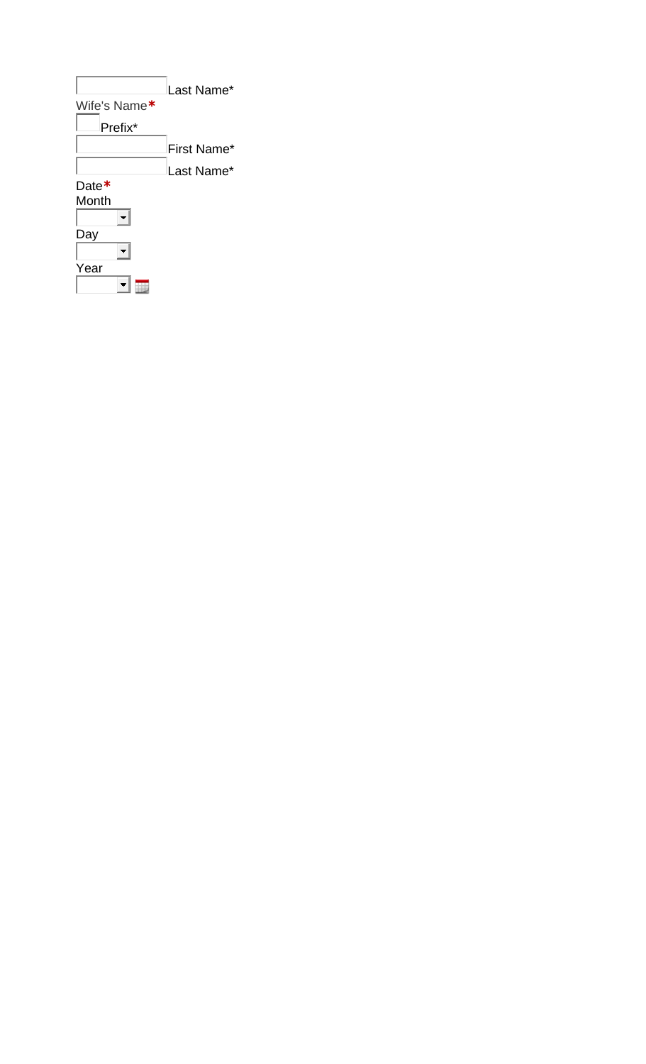Last Name*

Wife's Name*

Prefix*

First Name*

Last Name*

Date*

Month

Day

Year